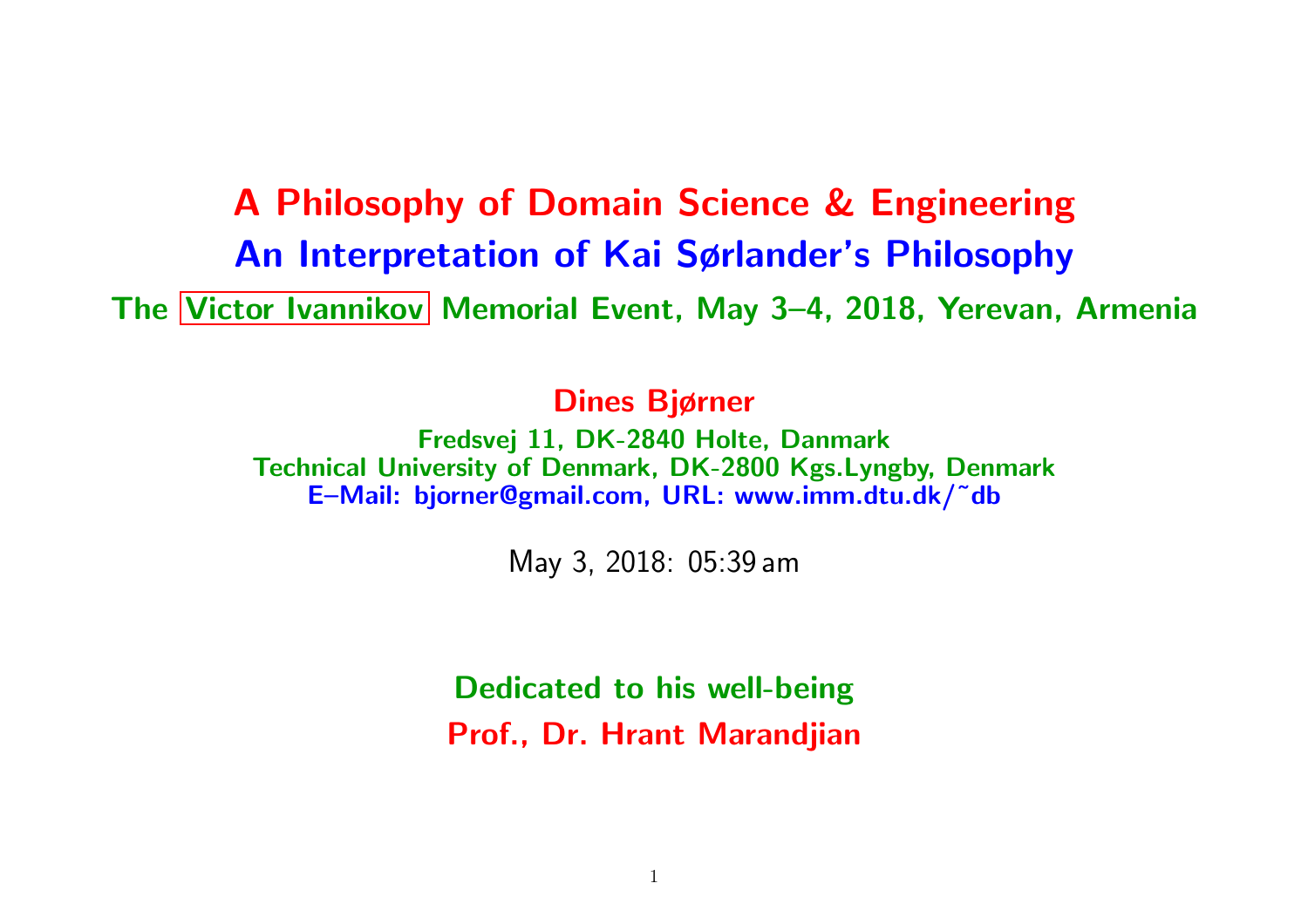# A Philosophy of Domain Science & Engineering

## An Interpretation of Kai Sørlander's Philosophy

**The Victor Ivannikov Memorial Event, May 3–4, 2018, Yerevan, Armenia**

**Dines Bjørner**

**Fredsvej 11, DK-2840 Holte, Danmark**
**Technical University of Denmark, DK-2800 Kgs.Lyngby, Denmark**
**E–Mail: bjorner@gmail.com, URL: www.imm.dtu.dk/~db**

May 3, 2018: 05:39 am

**Dedicated to his well-being**

**Prof., Dr. Hrant Marandjian**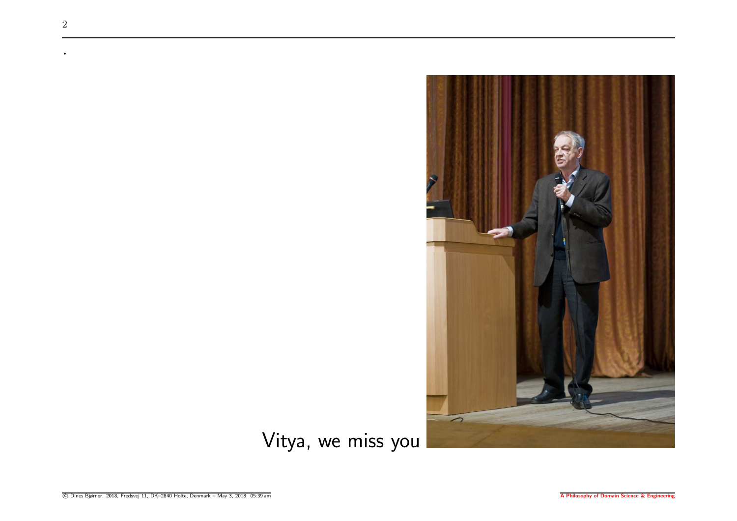.

Vitya, we miss you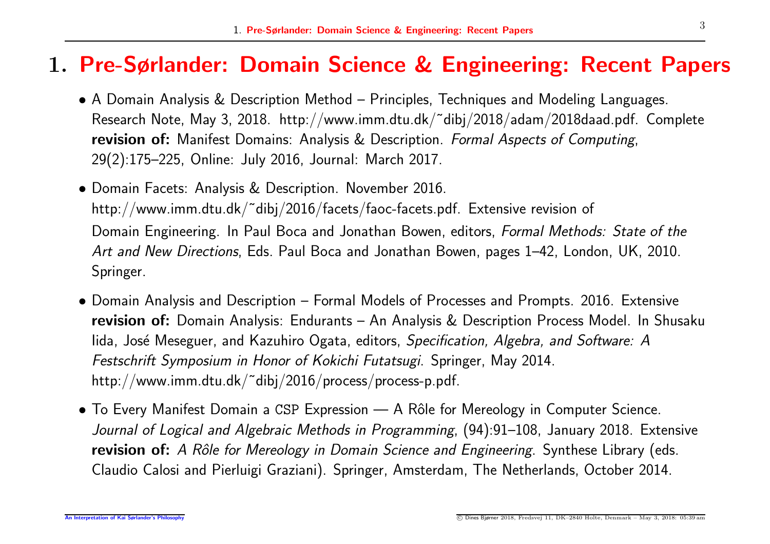# 1. Pre-Sørlander: Domain Science & Engineering: Recent Papers

- A Domain Analysis & Description Method – Principles, Techniques and Modeling Languages. Research Note, May 3, 2018. http://www.imm.dtu.dk/~dibj/2018/adam/2018daad.pdf. Complete **revision of:** Manifest Domains: Analysis & Description. *Formal Aspects of Computing*, 29(2):175–225, Online: July 2016, Journal: March 2017.

- Domain Facets: Analysis & Description. November 2016. http://www.imm.dtu.dk/~dibj/2016/facets/faoc-facets.pdf. Extensive revision of Domain Engineering. In Paul Boca and Jonathan Bowen, editors, *Formal Methods: State of the Art and New Directions*, Eds. Paul Boca and Jonathan Bowen, pages 1–42, London, UK, 2010. Springer.

- Domain Analysis and Description – Formal Models of Processes and Prompts. 2016. Extensive **revision of:** Domain Analysis: Endurants – An Analysis & Description Process Model. In Shusaku Iida, José Meseguer, and Kazuhiro Ogata, editors, *Specification, Algebra, and Software: A Festschrift Symposium in Honor of Kokichi Futatsugi*. Springer, May 2014. http://www.imm.dtu.dk/~dibj/2016/process/process-p.pdf.

- To Every Manifest Domain a CSP Expression — A Rôle for Mereology in Computer Science. *Journal of Logical and Algebraic Methods in Programming*, (94):91–108, January 2018. Extensive **revision of:** *A Rôle for Mereology in Domain Science and Engineering*. Synthese Library (eds. Claudio Calosi and Pierluigi Graziani). Springer, Amsterdam, The Netherlands, October 2014.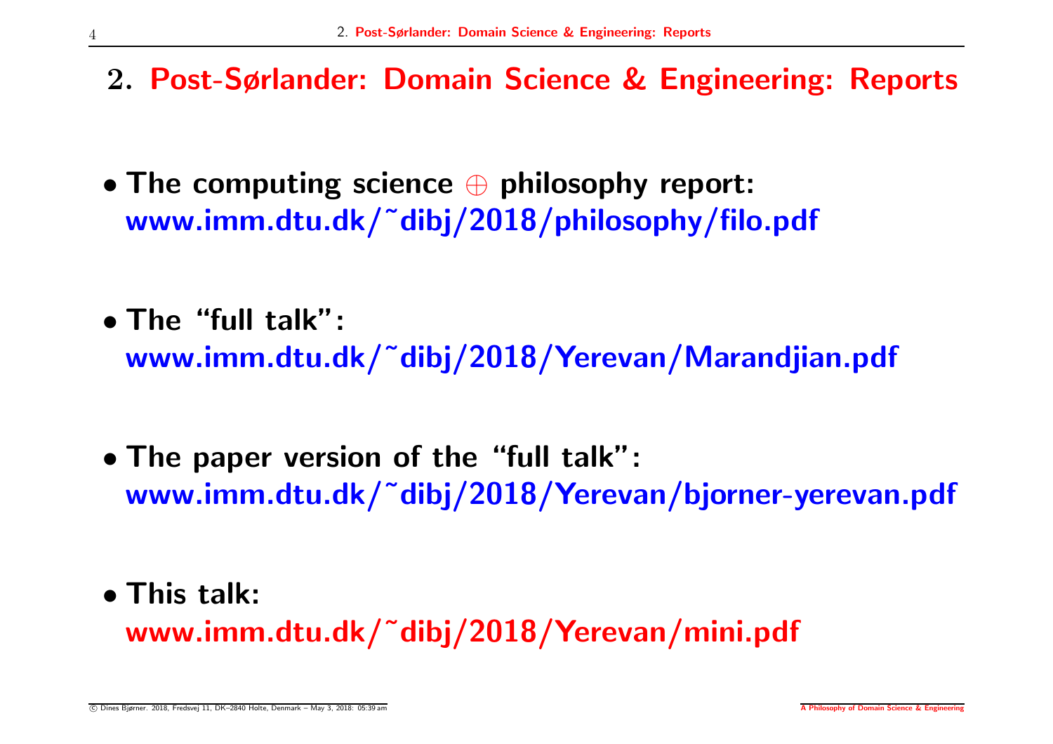## 2. Post-Sørlander: Domain Science & Engineering: Reports

- **The computing science $\oplus$ philosophy report:**
  **www.imm.dtu.dk/˜dibj/2018/philosophy/filo.pdf**

- **The “full talk”:**
  **www.imm.dtu.dk/˜dibj/2018/Yerevan/Marandjian.pdf**

- **The paper version of the “full talk”:**
  **www.imm.dtu.dk/˜dibj/2018/Yerevan/bjorner-yerevan.pdf**

- **This talk:**
  **www.imm.dtu.dk/˜dibj/2018/Yerevan/mini.pdf**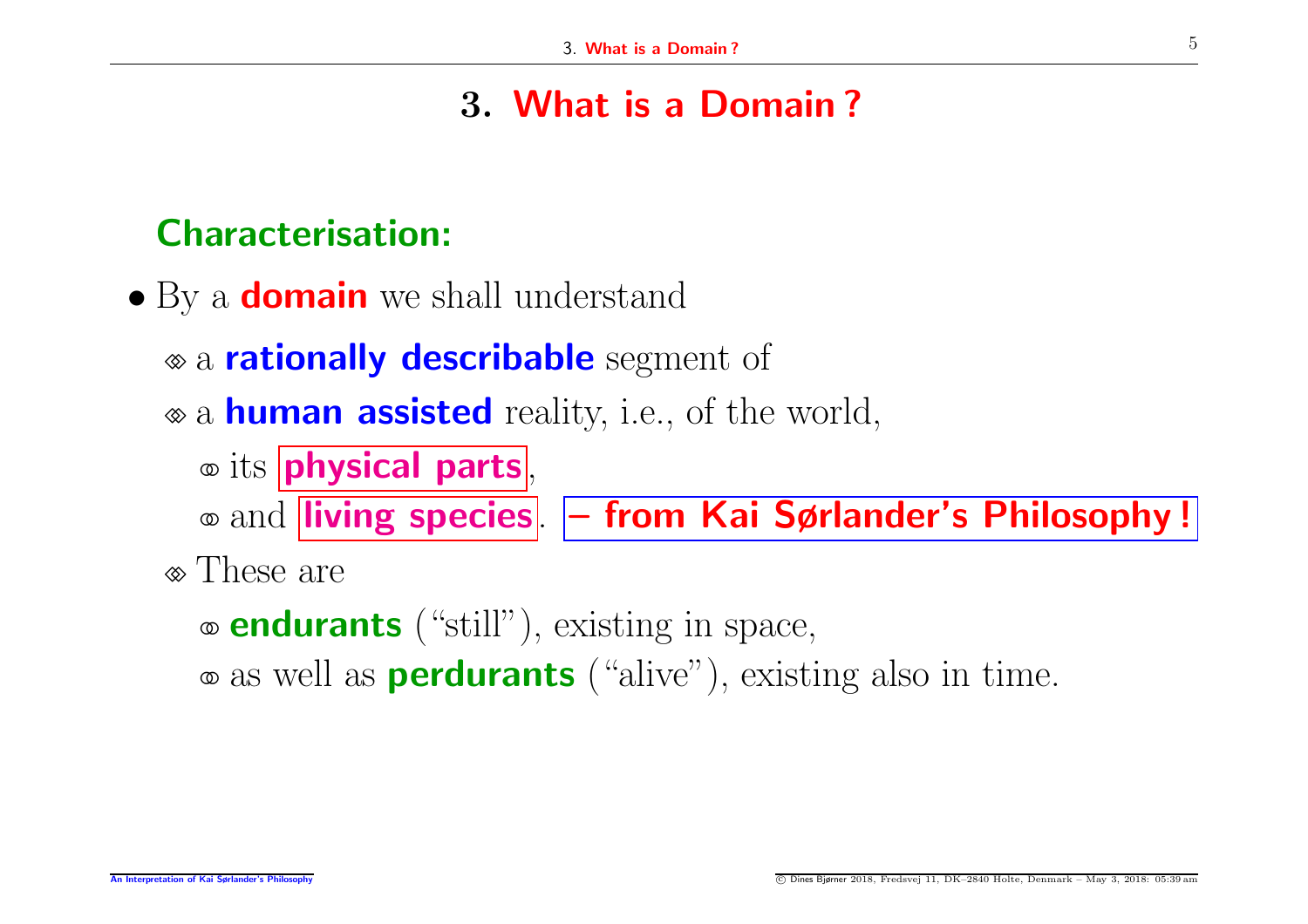# 3. What is a Domain ?

## Characterisation:

- By a **domain** we shall understand
  - a **rationally describable** segment of
  - a **human assisted** reality, i.e., of the world,
    - its **physical parts**,
    - and **living species**. **– from Kai Sørlander's Philosophy !**
  - These are
    - **endurants** ("still"), existing in space,
    - as well as **perdurants** ("alive"), existing also in time.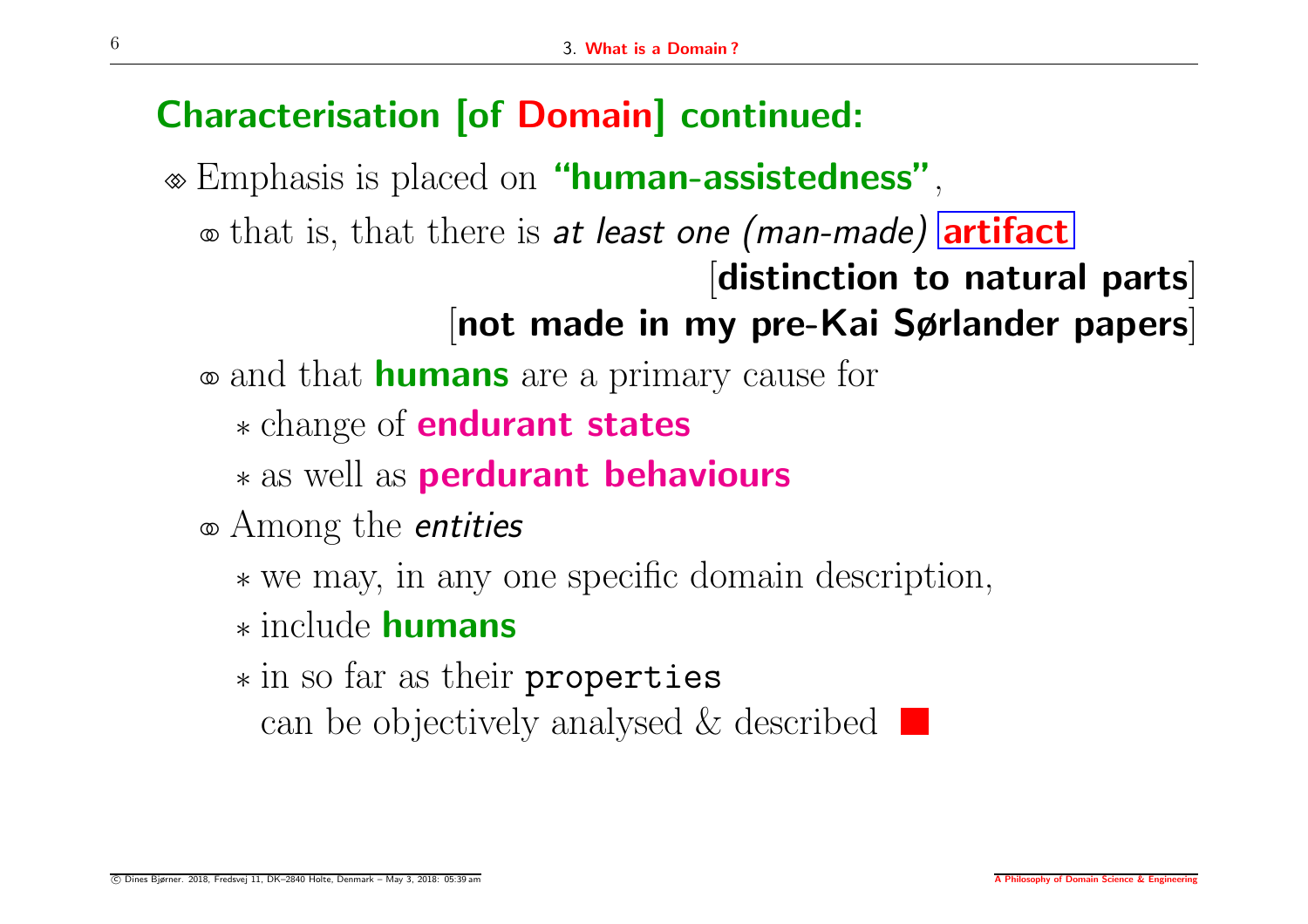## Characterisation [of Domain] continued:

- Emphasis is placed on **"human-assistedness"**,
  - that is, that there is *at least one (man-made)* **artifact**
    [**distinction to natural parts**]
    [**not made in my pre-Kai Sørlander papers**]
  - and that **humans** are a primary cause for
    - change of **endurant states**
    - as well as **perdurant behaviours**
  - Among the *entities*
    - we may, in any one specific domain description,
    - include **humans**
    - in so far as their `properties`
      can be objectively analysed & described ■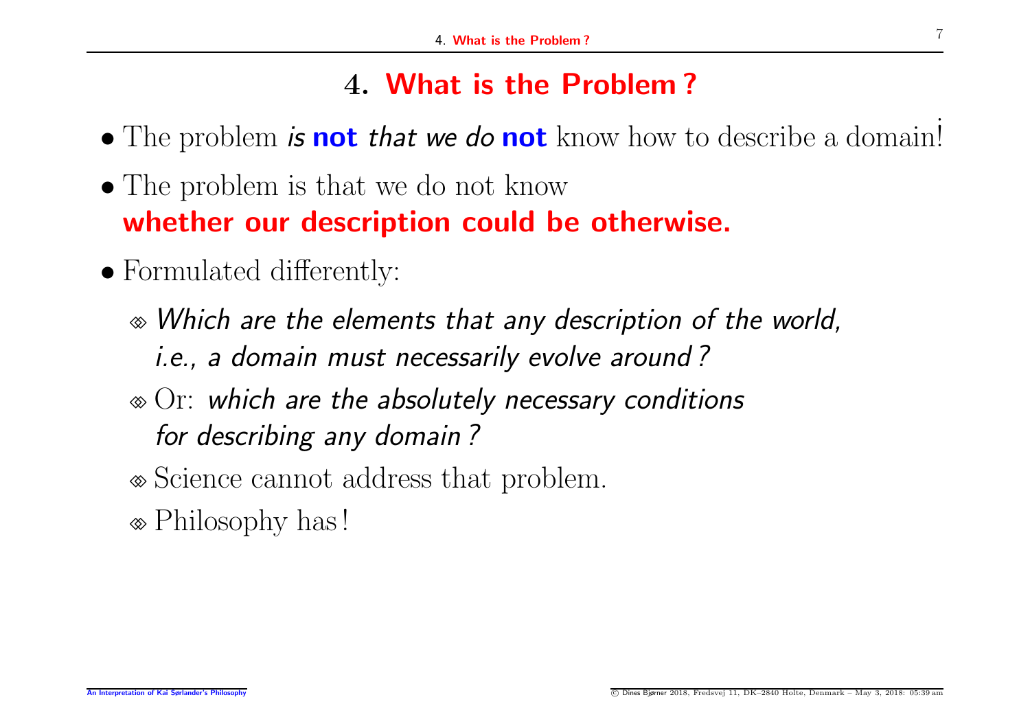# 4. What is the Problem ?

- The problem *is* **not** *that we do* **not** know how to describe a domain!
- The problem is that we do not know **whether our description could be otherwise.**
- Formulated differently:
  - *Which are the elements that any description of the world, i.e., a domain must necessarily evolve around ?*
  - Or: *which are the absolutely necessary conditions for describing any domain ?*
  - Science cannot address that problem.
  - Philosophy has !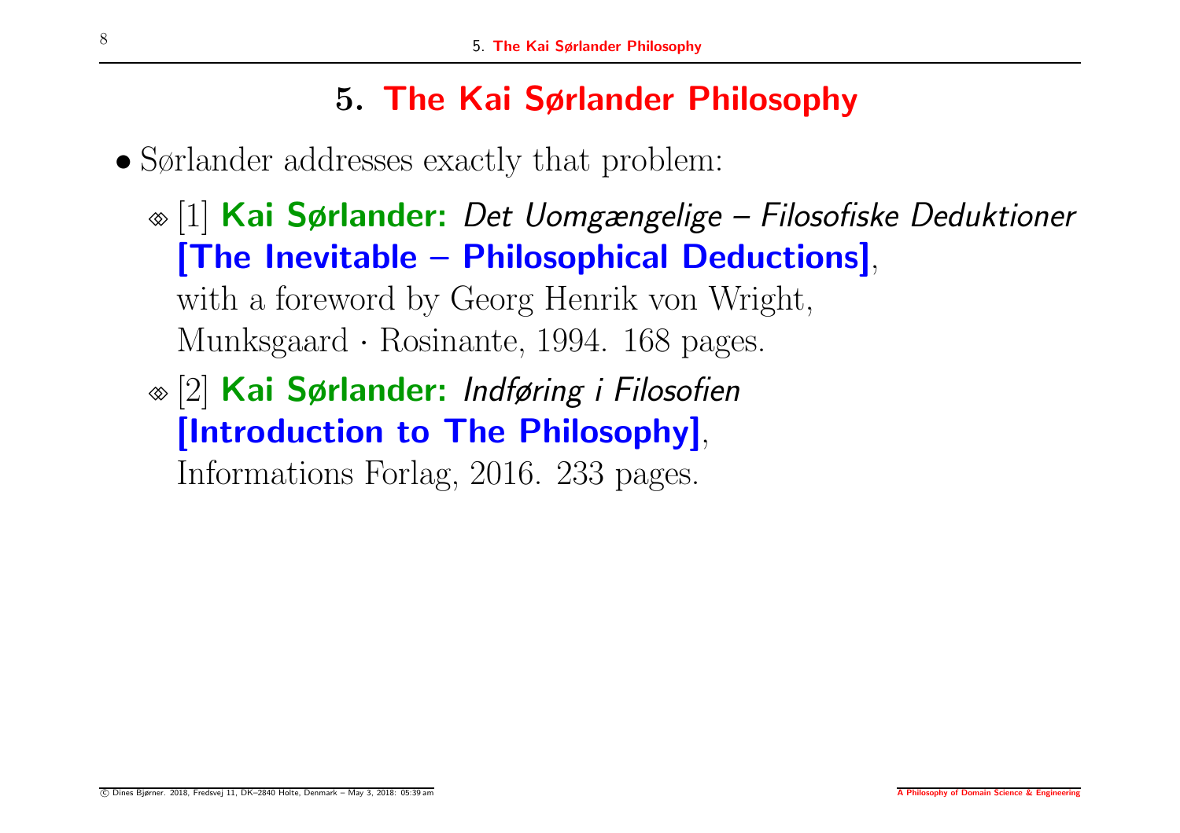# 5. The Kai Sørlander Philosophy

- Sørlander addresses exactly that problem:
  - [1] **Kai Sørlander:** *Det Uomgængelige – Filosofiske Deduktioner* **[The Inevitable – Philosophical Deductions]**, with a foreword by Georg Henrik von Wright, Munksgaard · Rosinante, 1994. 168 pages.
  - [2] **Kai Sørlander:** *Indføring i Filosofien* **[Introduction to The Philosophy]**, Informations Forlag, 2016. 233 pages.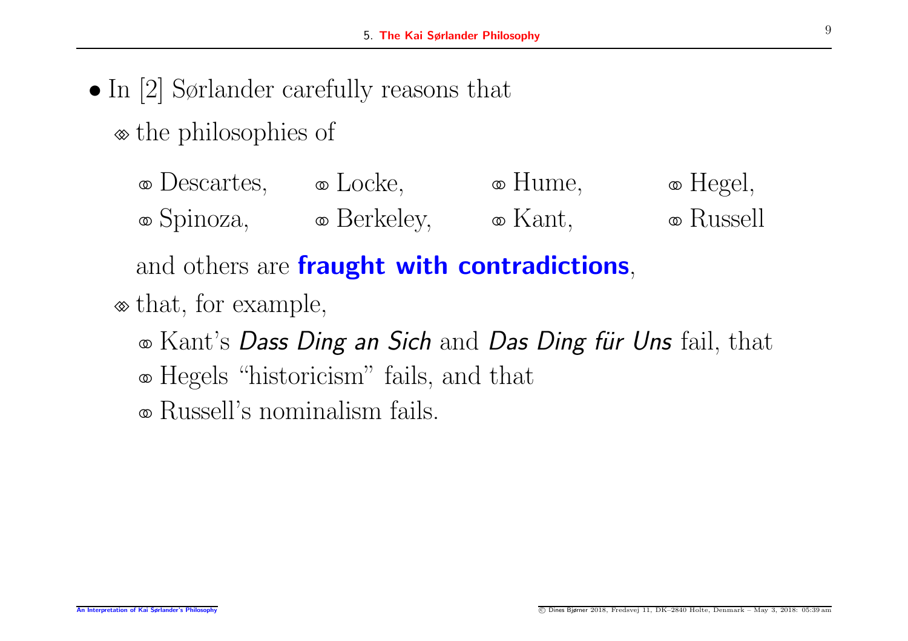- In [2] Sørlander carefully reasons that
  - the philosophies of
    - Descartes,
    - Spinoza,
    - Locke,
    - Berkeley,
    - Hume,
    - Kant,
    - Hegel,
    - Russell

    and others are **fraught with contradictions**,
  - that, for example,
    - Kant's *Dass Ding an Sich* and *Das Ding für Uns* fail, that
    - Hegels "historicism" fails, and that
    - Russell's nominalism fails.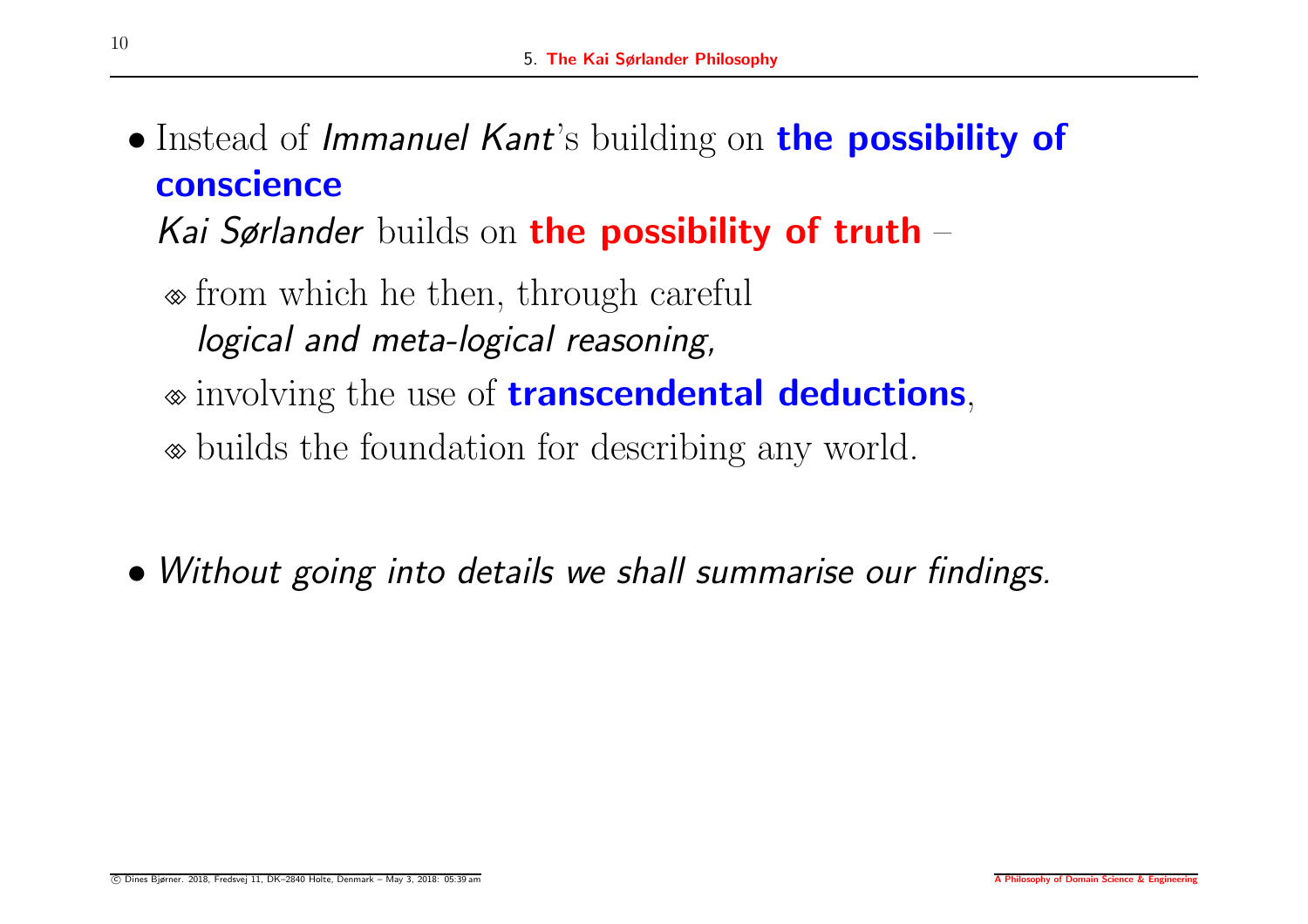- Instead of *Immanuel Kant*'s building on **the possibility of conscience**
  *Kai Sørlander* builds on **the possibility of truth** –
  - from which he then, through careful *logical and meta-logical reasoning*,
  - involving the use of **transcendental deductions**,
  - builds the foundation for describing any world.

- *Without going into details we shall summarise our findings.*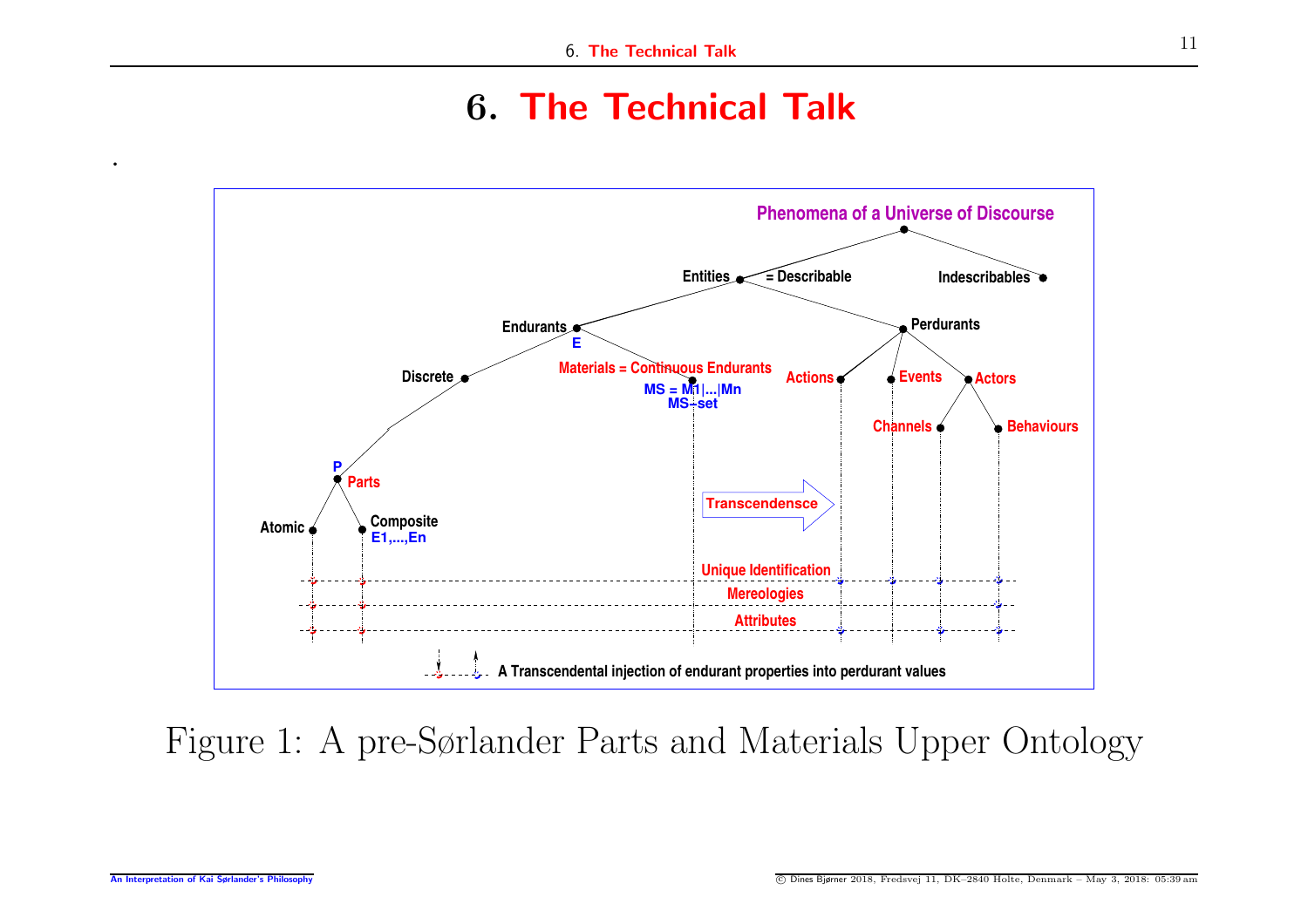# 6. The Technical Talk

.

Figure 1: A pre-Sørlander Parts and Materials Upper Ontology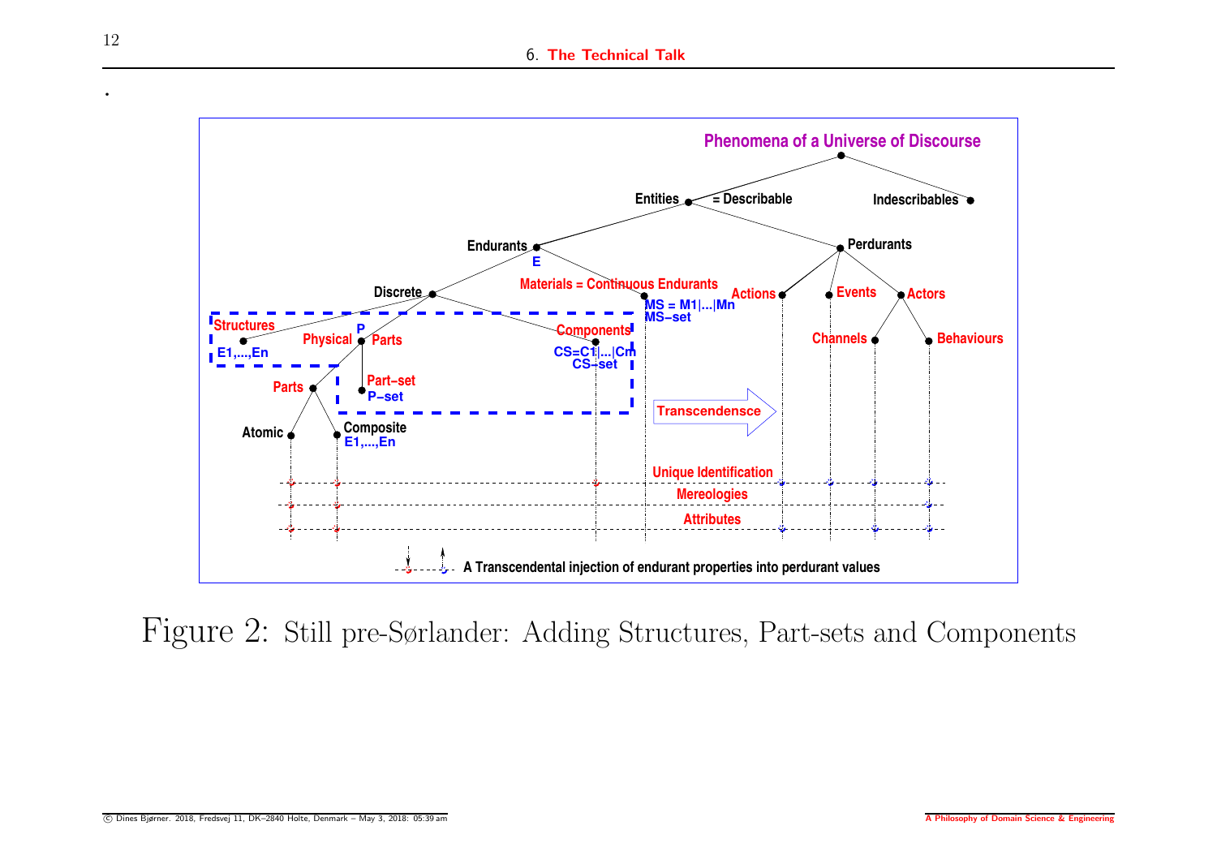.

Phenomena of a Universe of Discourse

Entities = Describable | Indescribables

Endurants E | Perdurants

Discrete | Materials = Continuous Endurants MS = M1|...|Mn MS−set

Actions | Events | Actors

Structures E1,...,En | Physical P Parts | Components CS=C1|...|Cm CS−set

Channels | Behaviours

Parts | Part−set P−set

Atomic | Composite E1,...,En

Transcendensce

Unique Identification

Mereologies

Attributes

A Transcendental injection of endurant properties into perdurant values

Figure 2: Still pre-Sørlander: Adding Structures, Part-sets and Components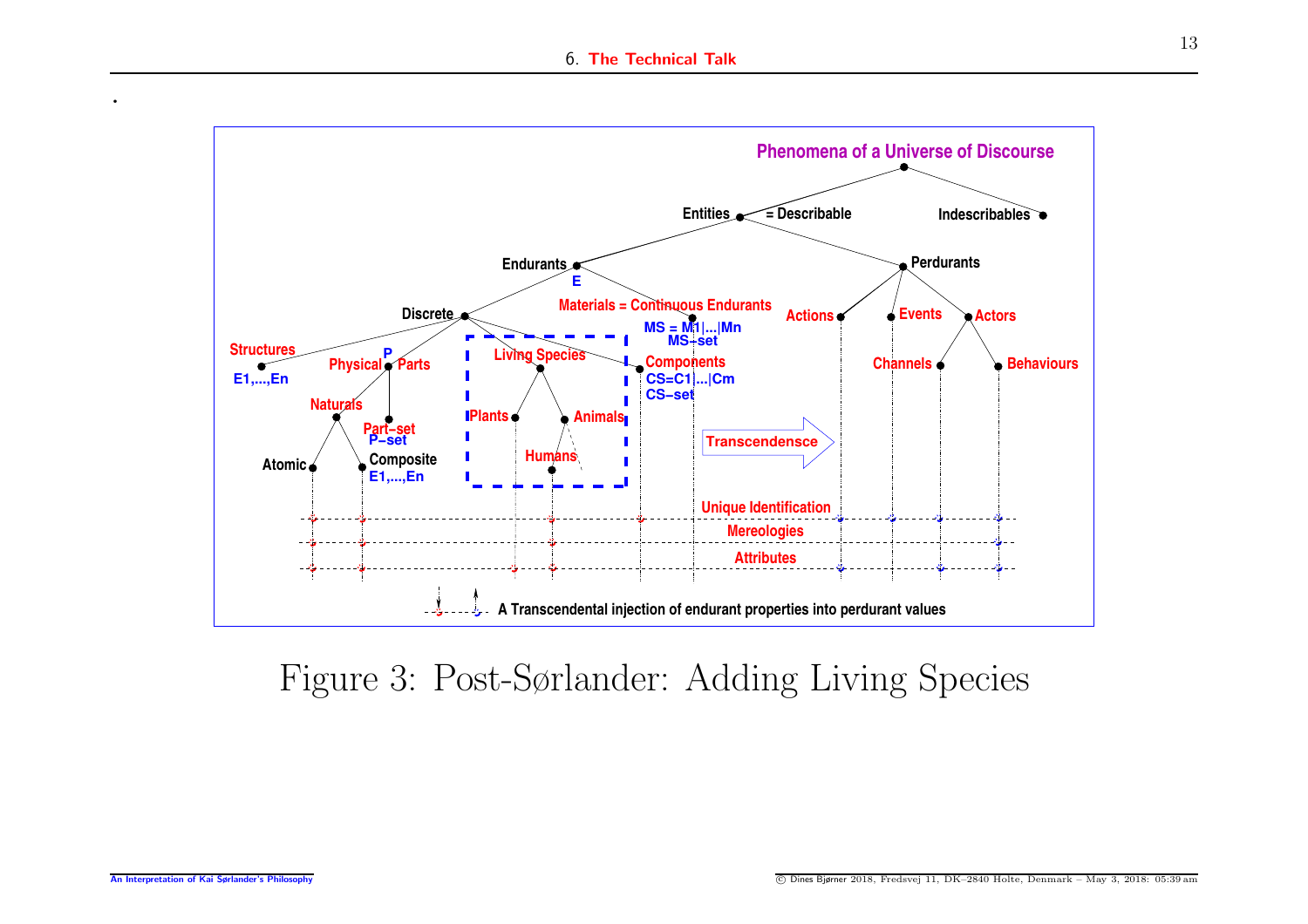Figure 3: Post-Sørlander: Adding Living Species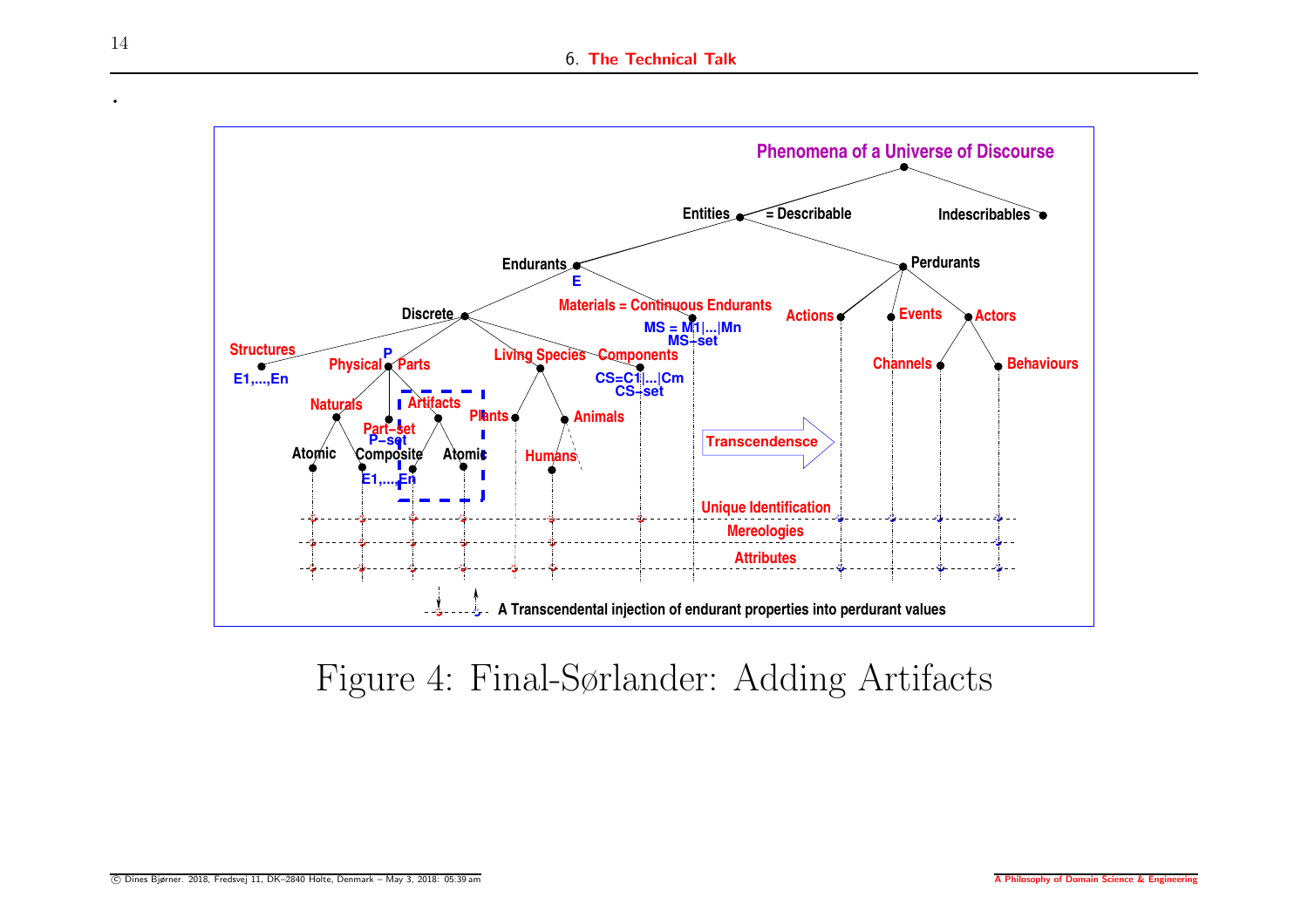Figure 4: Final-Sørlander: Adding Artifacts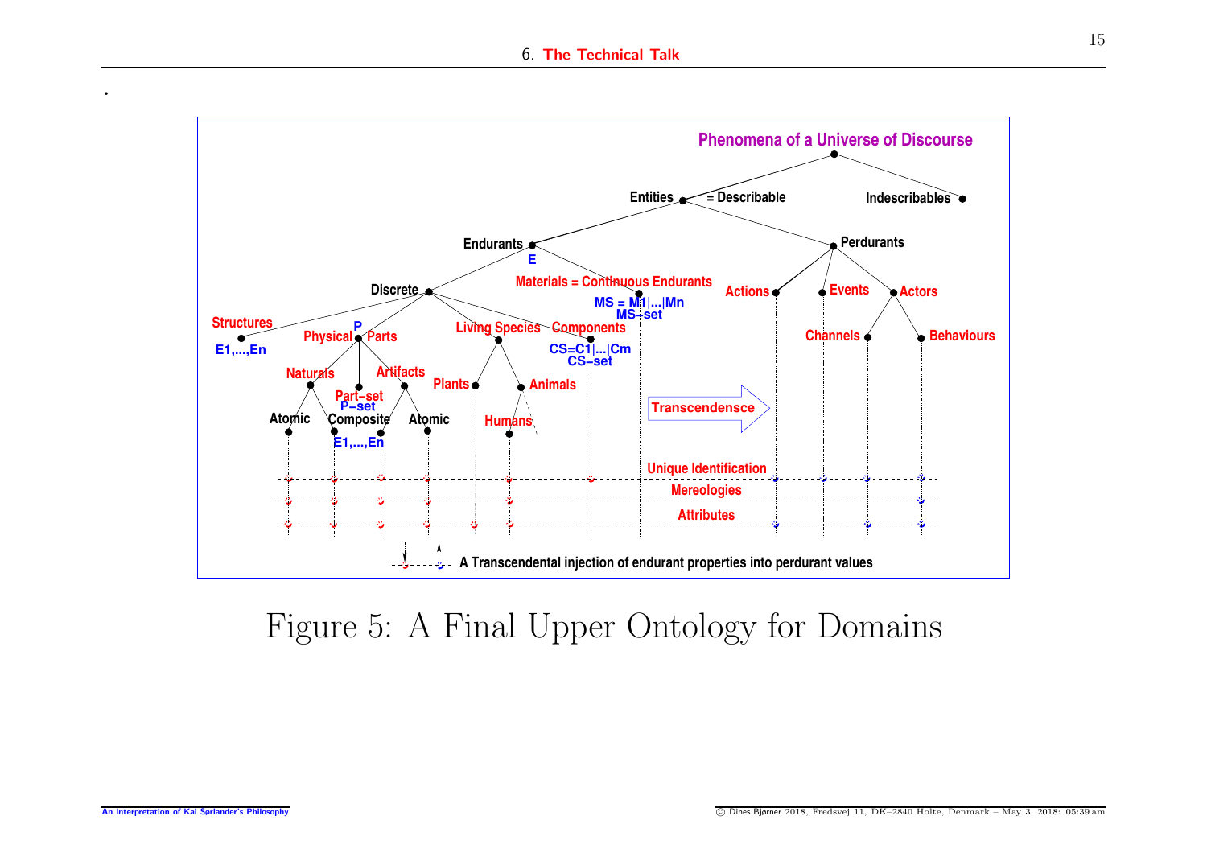Figure 5: A Final Upper Ontology for Domains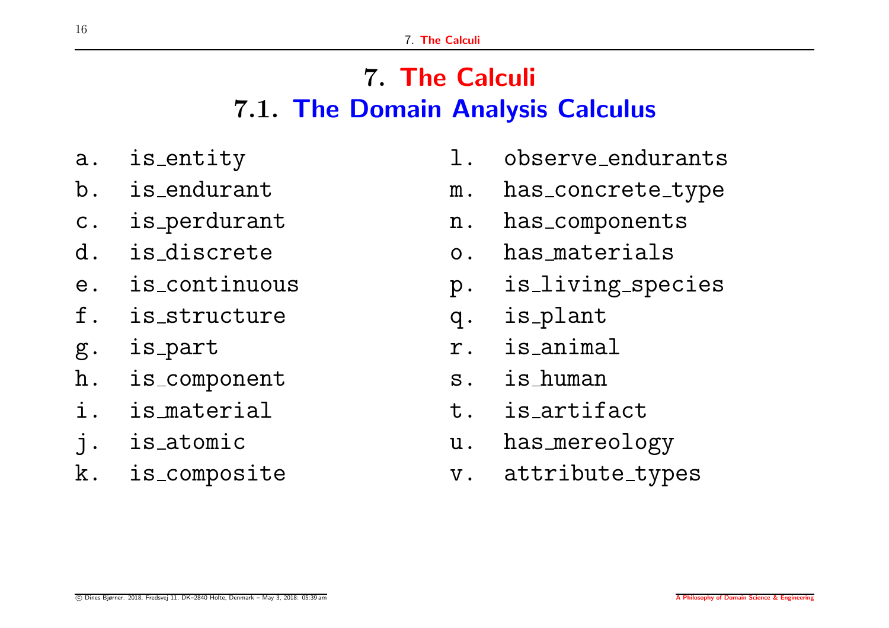# 7. The Calculi

## 7.1. The Domain Analysis Calculus

- a. is_entity
- b. is_endurant
- c. is_perdurant
- d. is_discrete
- e. is_continuous
- f. is_structure
- g. is_part
- h. is_component
- i. is_material
- j. is_atomic
- k. is_composite
- l. observe_endurants
- m. has_concrete_type
- n. has_components
- o. has_materials
- p. is_living_species
- q. is_plant
- r. is_animal
- s. is_human
- t. is_artifact
- u. has_mereology
- v. attribute_types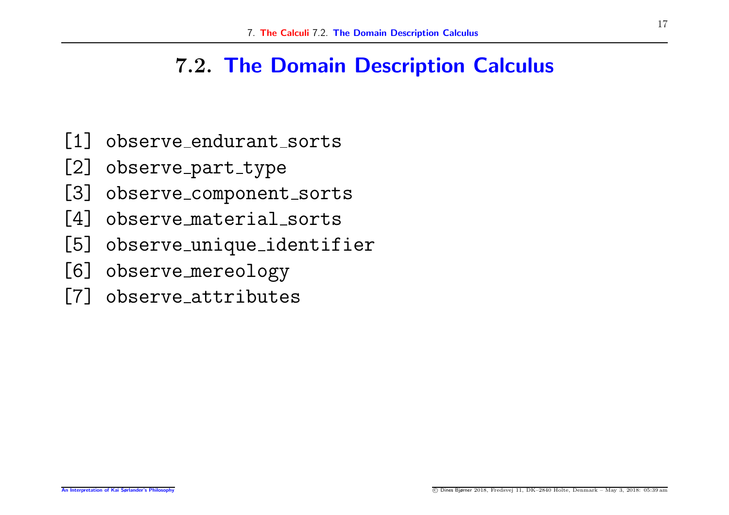## 7.2. The Domain Description Calculus

[1] observe_endurant_sorts
[2] observe_part_type
[3] observe_component_sorts
[4] observe_material_sorts
[5] observe_unique_identifier
[6] observe_mereology
[7] observe_attributes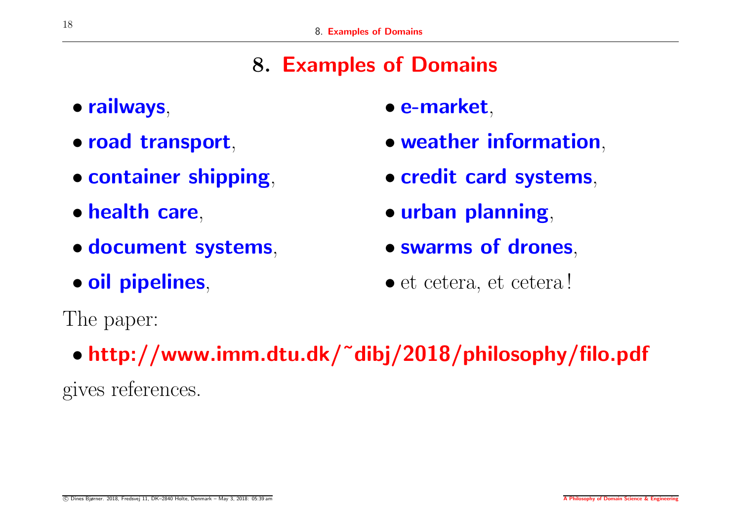# 8. Examples of Domains

- **railways**,
- **road transport**,
- **container shipping**,
- **health care**,
- **document systems**,
- **oil pipelines**,
- **e-market**,
- **weather information**,
- **credit card systems**,
- **urban planning**,
- **swarms of drones**,
- et cetera, et cetera!

The paper:

- **http://www.imm.dtu.dk/~dibj/2018/philosophy/filo.pdf**

gives references.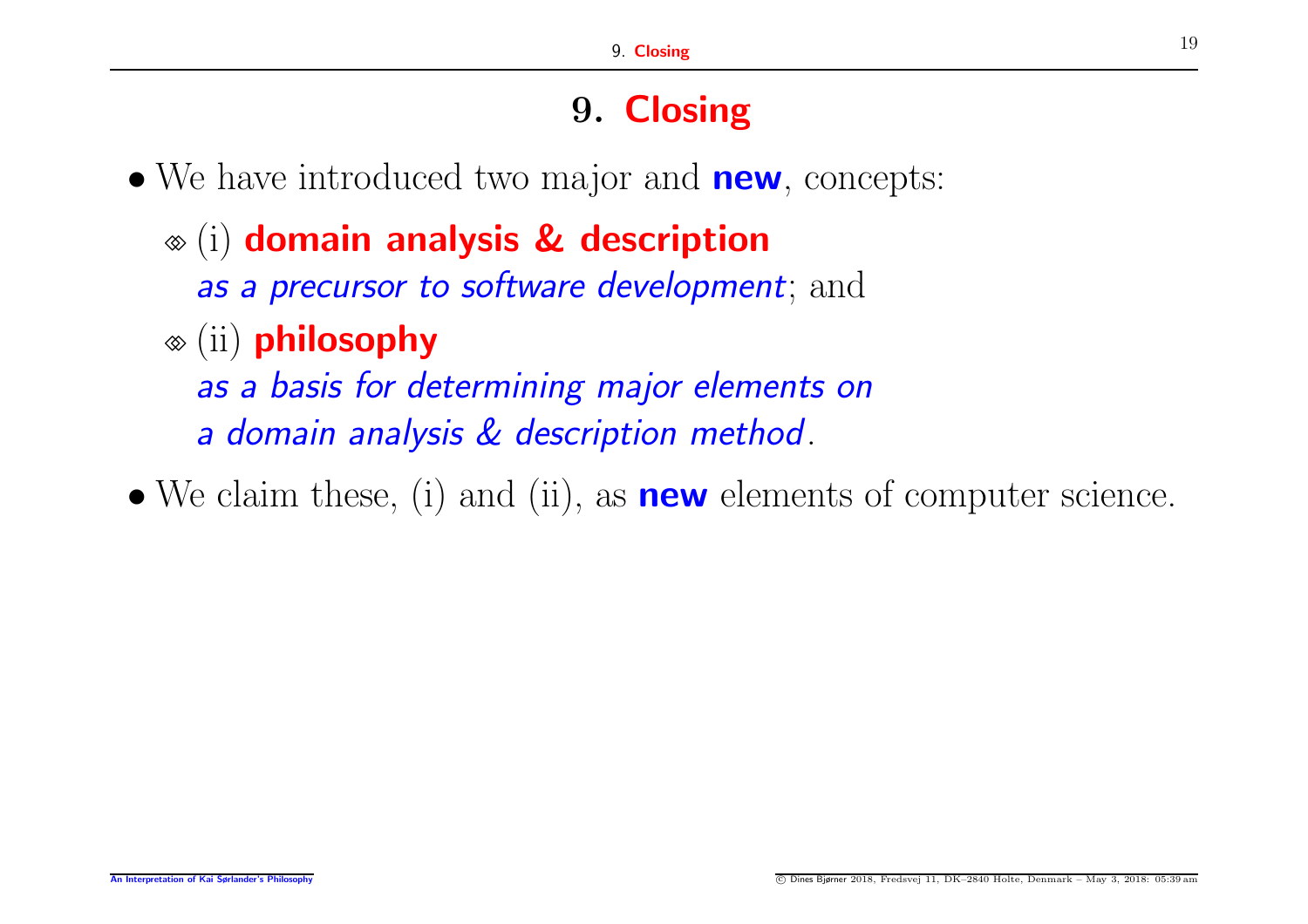# 9. **Closing**

- We have introduced two major and **new**, concepts:
  - (i) **domain analysis & description**
    *as a precursor to software development*; and
  - (ii) **philosophy**
    *as a basis for determining major elements on a domain analysis & description method*.
- We claim these, (i) and (ii), as **new** elements of computer science.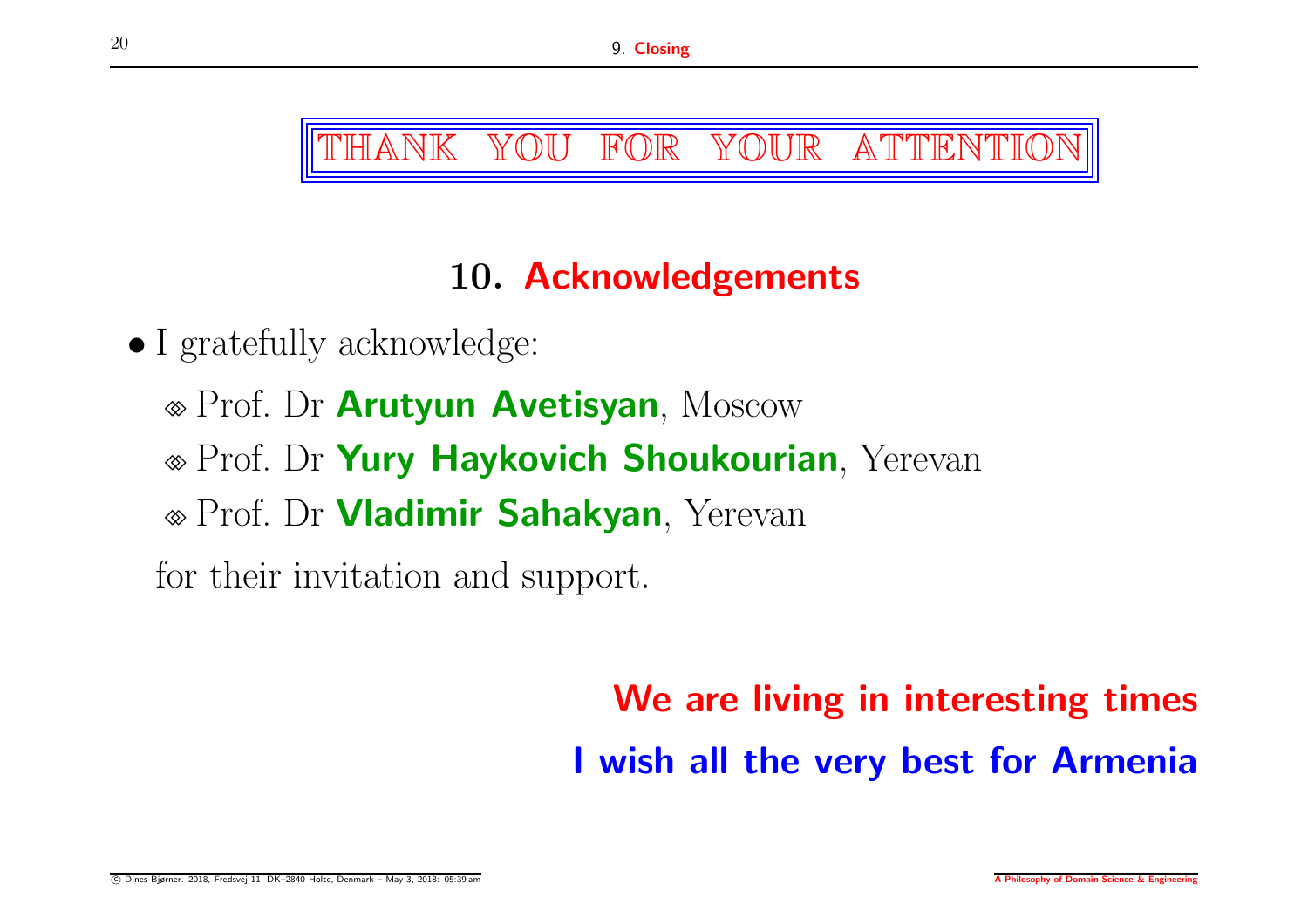**THANK YOU FOR YOUR ATTENTION**

## 10. Acknowledgements

- I gratefully acknowledge:
  - Prof. Dr **Arutyun Avetisyan**, Moscow
  - Prof. Dr **Yury Haykovich Shoukourian**, Yerevan
  - Prof. Dr **Vladimir Sahakyan**, Yerevan

  for their invitation and support.

**We are living in interesting times**

**I wish all the very best for Armenia**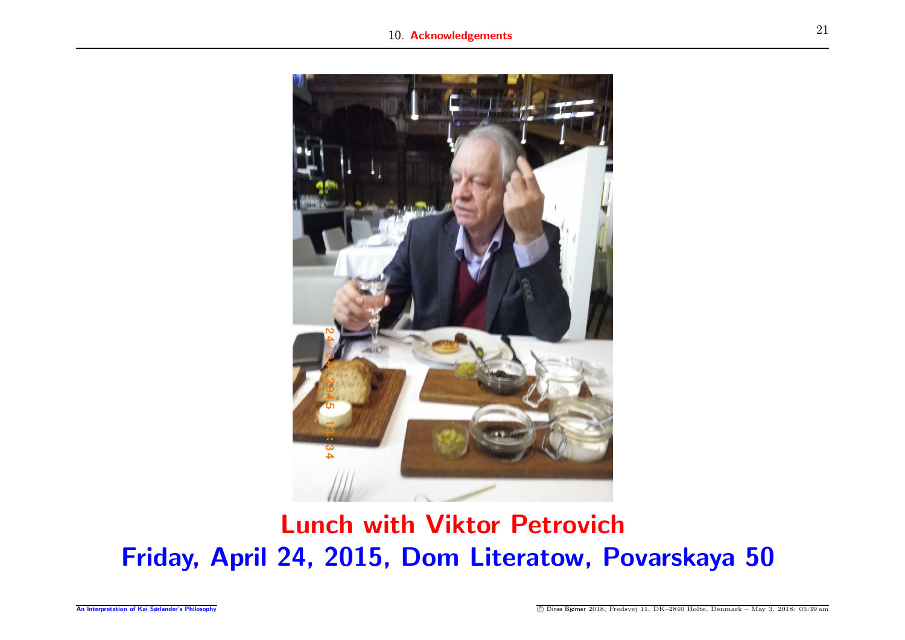**Lunch with Viktor Petrovich**

**Friday, April 24, 2015, Dom Literatow, Povarskaya 50**